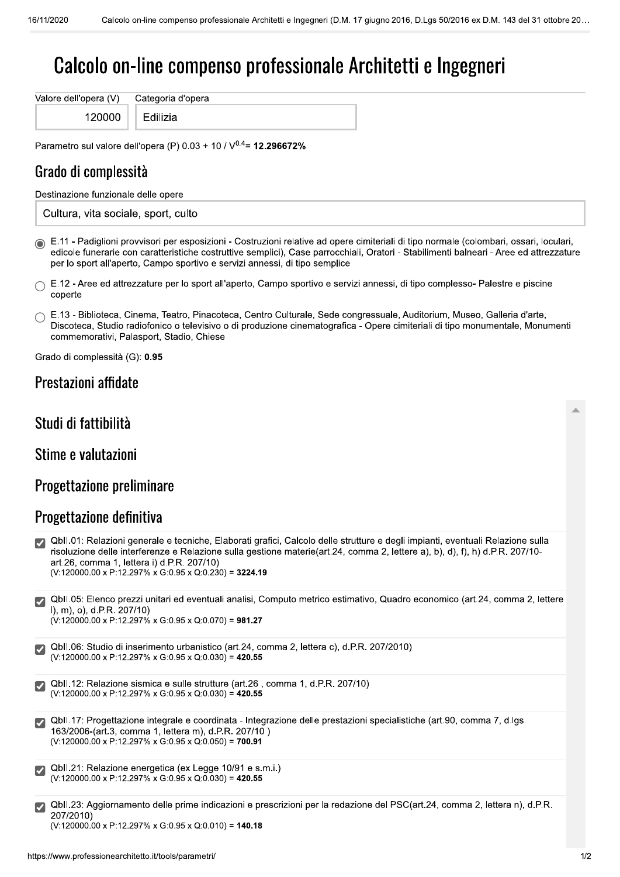// Calcolo on-line compenso professionale Architetti e Ingegneri (D.M. 17 giugno 2016, D.Lgs 50/2016 ex D.M. 143 del 31 ottobre 20…

# Calcolo on-line compenso professionale Architetti e Ingegneri

| Valore dell'opera (V) | Categoria d'opera |
|---|---|
| 120000 | Edilizia |

Parametro sul valore dell'opera (P) $0.03 + 10 / V^{0.4}$= **12.296672%**

## Grado di complessità

Destinazione funzionale delle opere

Cultura, vita sociale, sport, culto

- (●) E.11 - Padiglioni provvisori per esposizioni - Costruzioni relative ad opere cimiteriali di tipo normale (colombari, ossari, loculari, edicole funerarie con caratteristiche costruttive semplici), Case parrocchiali, Oratori - Stabilimenti balneari - Aree ed attrezzature per lo sport all'aperto, Campo sportivo e servizi annessi, di tipo semplice
- ( ) E.12 - Aree ed attrezzature per lo sport all'aperto, Campo sportivo e servizi annessi, di tipo complesso- Palestre e piscine coperte
- ( ) E.13 - Biblioteca, Cinema, Teatro, Pinacoteca, Centro Culturale, Sede congressuale, Auditorium, Museo, Galleria d'arte, Discoteca, Studio radiofonico o televisivo o di produzione cinematografica - Opere cimiteriali di tipo monumentale, Monumenti commemorativi, Palasport, Stadio, Chiese

Grado di complessità (G): **0.95**

## Prestazioni affidate

## Studi di fattibilità

## Stime e valutazioni

## Progettazione preliminare

## Progettazione definitiva

- [x] QbII.01: Relazioni generale e tecniche, Elaborati grafici, Calcolo delle strutture e degli impianti, eventuali Relazione sulla risoluzione delle interferenze e Relazione sulla gestione materie(art.24, comma 2, lettere a), b), d), f), h) d.P.R. 207/10- art.26, comma 1, lettera i) d.P.R. 207/10)
  (V:120000.00 x P:12.297% x G:0.95 x Q:0.230) = **3224.19**

- [x] QbII.05: Elenco prezzi unitari ed eventuali analisi, Computo metrico estimativo, Quadro economico (art.24, comma 2, lettere l), m), o), d.P.R. 207/10)
  (V:120000.00 x P:12.297% x G:0.95 x Q:0.070) = **981.27**

- [x] QbII.06: Studio di inserimento urbanistico (art.24, comma 2, lettera c), d.P.R. 207/2010)
  (V:120000.00 x P:12.297% x G:0.95 x Q:0.030) = **420.55**

- [x] QbII.12: Relazione sismica e sulle strutture (art.26 , comma 1, d.P.R. 207/10)
  (V:120000.00 x P:12.297% x G:0.95 x Q:0.030) = **420.55**

- [x] QbII.17: Progettazione integrale e coordinata - Integrazione delle prestazioni specialistiche (art.90, comma 7, d.lgs. 163/2006-(art.3, comma 1, lettera m), d.P.R. 207/10 )
  (V:120000.00 x P:12.297% x G:0.95 x Q:0.050) = **700.91**

- [x] QbII.21: Relazione energetica (ex Legge 10/91 e s.m.i.)
  (V:120000.00 x P:12.297% x G:0.95 x Q:0.030) = **420.55**

- [x] QbII.23: Aggiornamento delle prime indicazioni e prescrizioni per la redazione del PSC(art.24, comma 2, lettera n), d.P.R. 207/2010)
  (V:120000.00 x P:12.297% x G:0.95 x Q:0.010) = **140.18**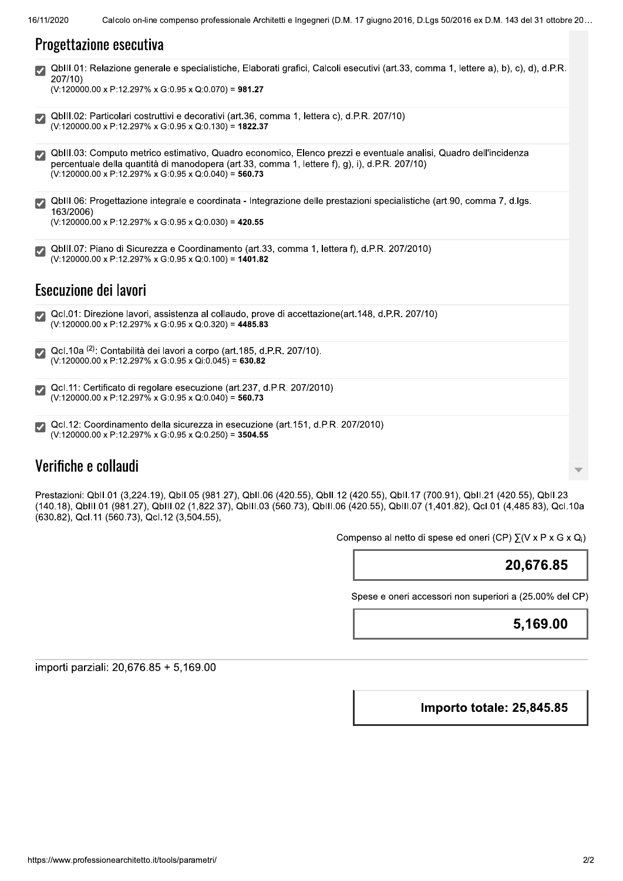## Progettazione esecutiva

- [x] QbIII.01: Relazione generale e specialistiche, Elaborati grafici, Calcoli esecutivi (art.33, comma 1, lettere a), b), c), d), d.P.R. 207/10)
(V:120000.00 x P:12.297% x G:0.95 x Q:0.070) = **981.27**

- [x] QbIII.02: Particolari costruttivi e decorativi (art.36, comma 1, lettera c), d.P.R. 207/10)
(V:120000.00 x P:12.297% x G:0.95 x Q:0.130) = **1822.37**

- [x] QbIII.03: Computo metrico estimativo, Quadro economico, Elenco prezzi e eventuale analisi, Quadro dell'incidenza percentuale della quantità di manodopera (art.33, comma 1, lettere f), g), i), d.P.R. 207/10)
(V:120000.00 x P:12.297% x G:0.95 x Q:0.040) = **560.73**

- [x] QbIII.06: Progettazione integrale e coordinata - Integrazione delle prestazioni specialistiche (art.90, comma 7, d.lgs. 163/2006)
(V:120000.00 x P:12.297% x G:0.95 x Q:0.030) = **420.55**

- [x] QbIII.07: Piano di Sicurezza e Coordinamento (art.33, comma 1, lettera f), d.P.R. 207/2010)
(V:120000.00 x P:12.297% x G:0.95 x Q:0.100) = **1401.82**

## Esecuzione dei lavori

- [x] QcI.01: Direzione lavori, assistenza al collaudo, prove di accettazione(art.148, d.P.R. 207/10)
(V:120000.00 x P:12.297% x G:0.95 x Q:0.320) = **4485.83**

- [x] QcI.10a [(2)]: Contabilità dei lavori a corpo (art.185, d.P.R. 207/10).
(V:120000.00 x P:12.297% x G:0.95 x Qi:0.045) = **630.82**

- [x] QcI.11: Certificato di regolare esecuzione (art.237, d.P.R. 207/2010)
(V:120000.00 x P:12.297% x G:0.95 x Q:0.040) = **560.73**

- [x] QcI.12: Coordinamento della sicurezza in esecuzione (art.151, d.P.R. 207/2010)
(V:120000.00 x P:12.297% x G:0.95 x Q:0.250) = **3504.55**

## Verifiche e collaudi

Prestazioni: QbII.01 (3,224.19), QbII.05 (981.27), QbII.06 (420.55), QbII.12 (420.55), QbII.17 (700.91), QbII.21 (420.55), QbII.23 (140.18), QbIII.01 (981.27), QbIII.02 (1,822.37), QbIII.03 (560.73), QbIII.06 (420.55), QbIII.07 (1,401.82), QcI.01 (4,485.83), QcI.10a (630.82), QcI.11 (560.73), QcI.12 (3,504.55),

Compenso al netto di spese ed oneri (CP) $\sum(V \times P \times G \times Q_i)$

**20,676.85**

Spese e oneri accessori non superiori a (25.00% del CP)

**5,169.00**

importi parziali: 20,676.85 + 5,169.00

**Importo totale: 25,845.85**